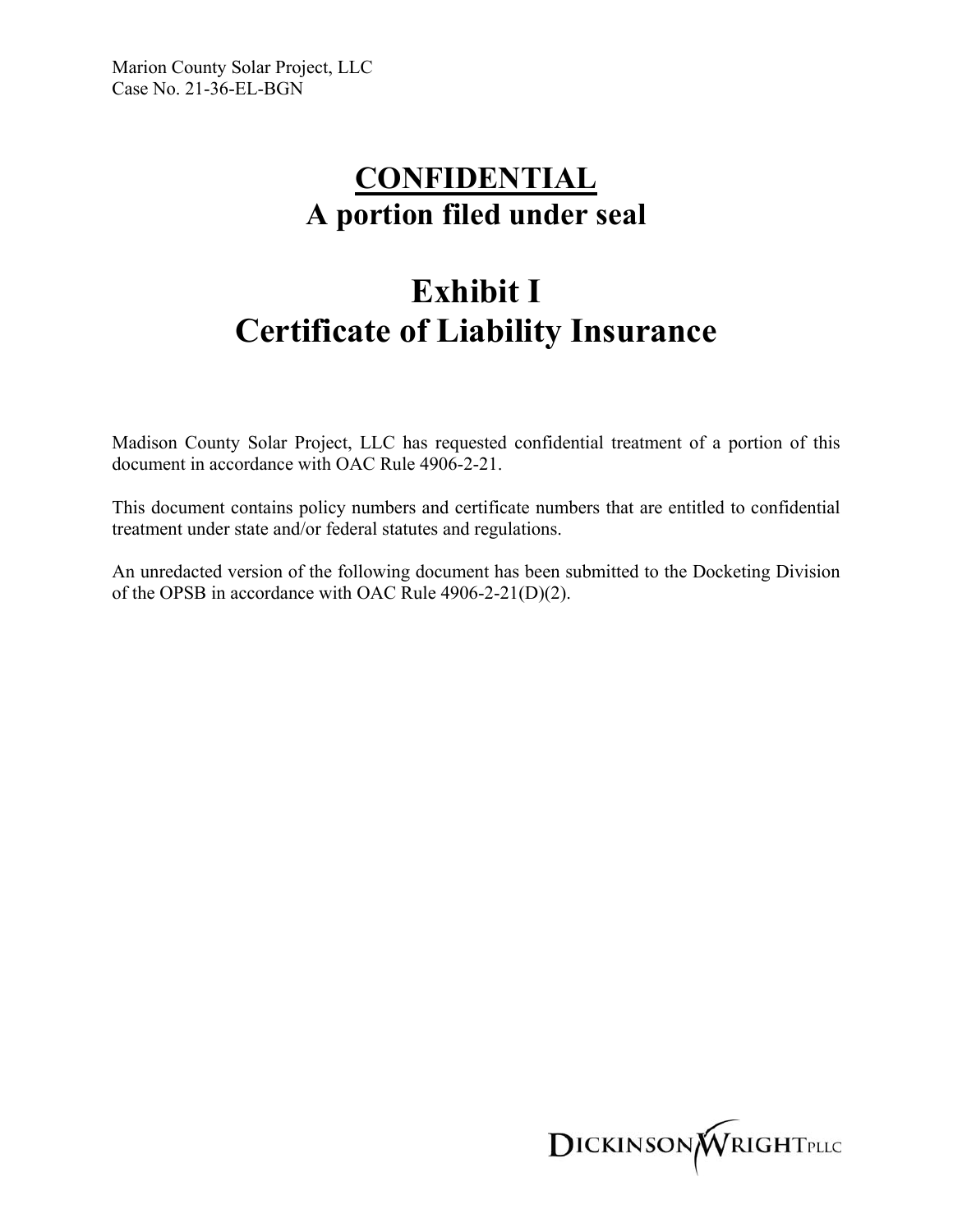Marion County Solar Project, LLC
Case No. 21-36-EL-BGN

# **CONFIDENTIAL**
## A portion filed under seal

# Exhibit I
# Certificate of Liability Insurance

Madison County Solar Project, LLC has requested confidential treatment of a portion of this document in accordance with OAC Rule 4906-2-21.

This document contains policy numbers and certificate numbers that are entitled to confidential treatment under state and/or federal statutes and regulations.

An unredacted version of the following document has been submitted to the Docketing Division of the OPSB in accordance with OAC Rule 4906-2-21(D)(2).

DICKINSON WRIGHT PLLC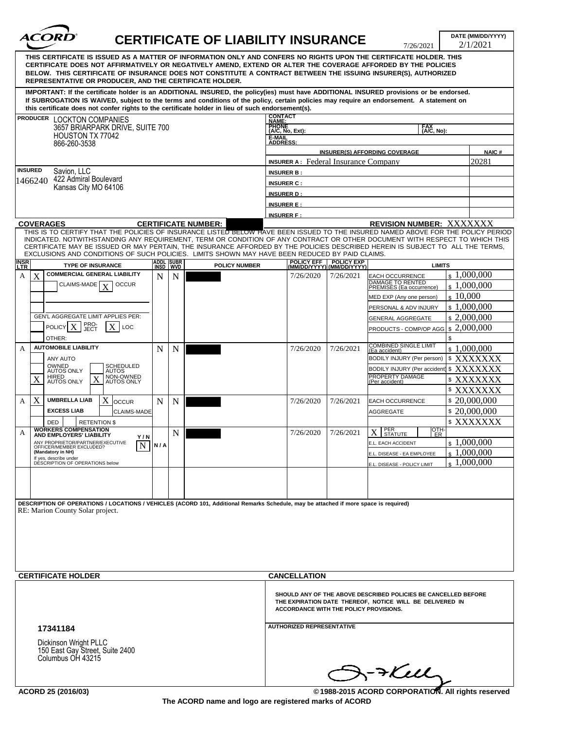# CERTIFICATE OF LIABILITY INSURANCE

ACORD

DATE (MM/DD/YYYY): 2/1/2021

7/26/2021

**THIS CERTIFICATE IS ISSUED AS A MATTER OF INFORMATION ONLY AND CONFERS NO RIGHTS UPON THE CERTIFICATE HOLDER. THIS CERTIFICATE DOES NOT AFFIRMATIVELY OR NEGATIVELY AMEND, EXTEND OR ALTER THE COVERAGE AFFORDED BY THE POLICIES BELOW. THIS CERTIFICATE OF INSURANCE DOES NOT CONSTITUTE A CONTRACT BETWEEN THE ISSUING INSURER(S), AUTHORIZED REPRESENTATIVE OR PRODUCER, AND THE CERTIFICATE HOLDER.**

**IMPORTANT: If the certificate holder is an ADDITIONAL INSURED, the policy(ies) must have ADDITIONAL INSURED provisions or be endorsed. If SUBROGATION IS WAIVED, subject to the terms and conditions of the policy, certain policies may require an endorsement. A statement on this certificate does not confer rights to the certificate holder in lieu of such endorsement(s).**

**PRODUCER**
LOCKTON COMPANIES
3657 BRIARPARK DRIVE, SUITE 700
HOUSTON TX 77042
866-260-3538

CONTACT NAME:
PHONE (A/C, No, Ext):
FAX (A/C, No):
E-MAIL ADDRESS:

| INSURER(S) AFFORDING COVERAGE | NAIC # |
|---|---|
| INSURER A : Federal Insurance Company | 20281 |
| INSURER B : | |
| INSURER C : | |
| INSURER D : | |
| INSURER E : | |
| INSURER F : | |

**INSURED**
1466240
Savion, LLC
422 Admiral Boulevard
Kansas City MO 64106

**COVERAGES** **CERTIFICATE NUMBER:** **REVISION NUMBER:** XXXXXXX

THIS IS TO CERTIFY THAT THE POLICIES OF INSURANCE LISTED BELOW HAVE BEEN ISSUED TO THE INSURED NAMED ABOVE FOR THE POLICY PERIOD INDICATED. NOTWITHSTANDING ANY REQUIREMENT, TERM OR CONDITION OF ANY CONTRACT OR OTHER DOCUMENT WITH RESPECT TO WHICH THIS CERTIFICATE MAY BE ISSUED OR MAY PERTAIN, THE INSURANCE AFFORDED BY THE POLICIES DESCRIBED HEREIN IS SUBJECT TO ALL THE TERMS, EXCLUSIONS AND CONDITIONS OF SUCH POLICIES. LIMITS SHOWN MAY HAVE BEEN REDUCED BY PAID CLAIMS.

| INSR LTR | TYPE OF INSURANCE | ADDL INSD | SUBR WVD | POLICY NUMBER | POLICY EFF (MM/DD/YYYY) | POLICY EXP (MM/DD/YYYY) | LIMITS | |
|---|---|---|---|---|---|---|---|---|
| A | X COMMERCIAL GENERAL LIABILITY | N | N | | 7/26/2020 | 7/26/2021 | EACH OCCURRENCE | $ 1,000,000 |
| | CLAIMS-MADE X OCCUR | | | | | | DAMAGE TO RENTED PREMISES (Ea occurrence) | $ 1,000,000 |
| | | | | | | | MED EXP (Any one person) | $ 10,000 |
| | | | | | | | PERSONAL & ADV INJURY | $ 1,000,000 |
| | GEN'L AGGREGATE LIMIT APPLIES PER: | | | | | | GENERAL AGGREGATE | $ 2,000,000 |
| | POLICY X PRO-JECT X LOC | | | | | | PRODUCTS - COMP/OP AGG | $ 2,000,000 |
| | OTHER: | | | | | | | $ |
| A | AUTOMOBILE LIABILITY | N | N | | 7/26/2020 | 7/26/2021 | COMBINED SINGLE LIMIT (Ea accident) | $ 1,000,000 |
| | ANY AUTO | | | | | | BODILY INJURY (Per person) | $ XXXXXXX |
| | OWNED AUTOS ONLY / SCHEDULED AUTOS | | | | | | BODILY INJURY (Per accident) | $ XXXXXXX |
| | X HIRED AUTOS ONLY / X NON-OWNED AUTOS ONLY | | | | | | PROPERTY DAMAGE (Per accident) | $ XXXXXXX |
| | | | | | | | | $ XXXXXXX |
| A | X UMBRELLA LIAB X OCCUR | N | N | | 7/26/2020 | 7/26/2021 | EACH OCCURRENCE | $ 20,000,000 |
| | EXCESS LIAB CLAIMS-MADE | | | | | | AGGREGATE | $ 20,000,000 |
| | DED RETENTION $ | | | | | | | $ XXXXXXX |
| A | WORKERS COMPENSATION AND EMPLOYERS' LIABILITY Y/N; ANY PROPRIETOR/PARTNER/EXECUTIVE OFFICER/MEMBER EXCLUDED? (Mandatory in NH) N; If yes, describe under DESCRIPTION OF OPERATIONS below | N/A | N | | 7/26/2020 | 7/26/2021 | X PER STATUTE / OTH-ER | |
| | | | | | | | E.L. EACH ACCIDENT | $ 1,000,000 |
| | | | | | | | E.L. DISEASE - EA EMPLOYEE | $ 1,000,000 |
| | | | | | | | E.L. DISEASE - POLICY LIMIT | $ 1,000,000 |

**DESCRIPTION OF OPERATIONS / LOCATIONS / VEHICLES (ACORD 101, Additional Remarks Schedule, may be attached if more space is required)**
RE: Marion County Solar project.

**CERTIFICATE HOLDER**

17341184

Dickinson Wright PLLC
150 East Gay Street, Suite 2400
Columbus OH 43215

**CANCELLATION**

**SHOULD ANY OF THE ABOVE DESCRIBED POLICIES BE CANCELLED BEFORE THE EXPIRATION DATE THEREOF, NOTICE WILL BE DELIVERED IN ACCORDANCE WITH THE POLICY PROVISIONS.**

AUTHORIZED REPRESENTATIVE

ACORD 25 (2016/03) © 1988-2015 ACORD CORPORATION. All rights reserved

The ACORD name and logo are registered marks of ACORD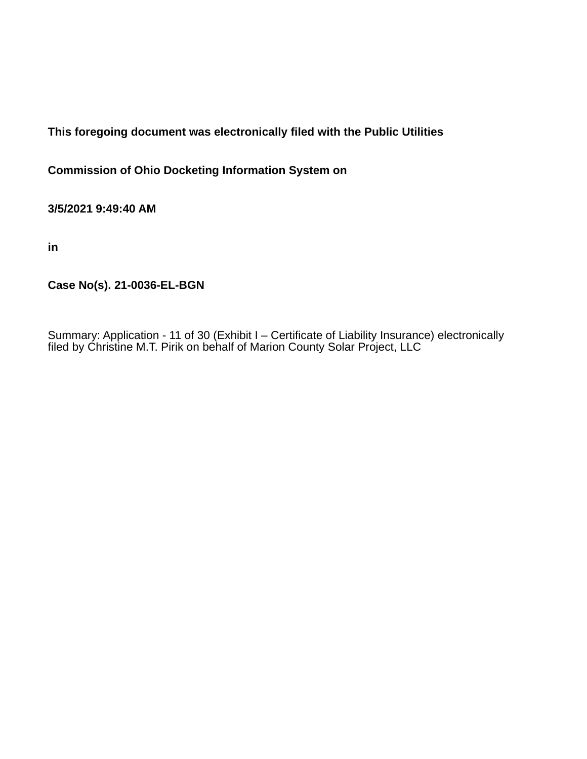**This foregoing document was electronically filed with the Public Utilities**

**Commission of Ohio Docketing Information System on**

**3/5/2021 9:49:40 AM**

**in**

**Case No(s). 21-0036-EL-BGN**

Summary: Application - 11 of 30 (Exhibit I – Certificate of Liability Insurance) electronically filed by Christine M.T. Pirik on behalf of Marion County Solar Project, LLC